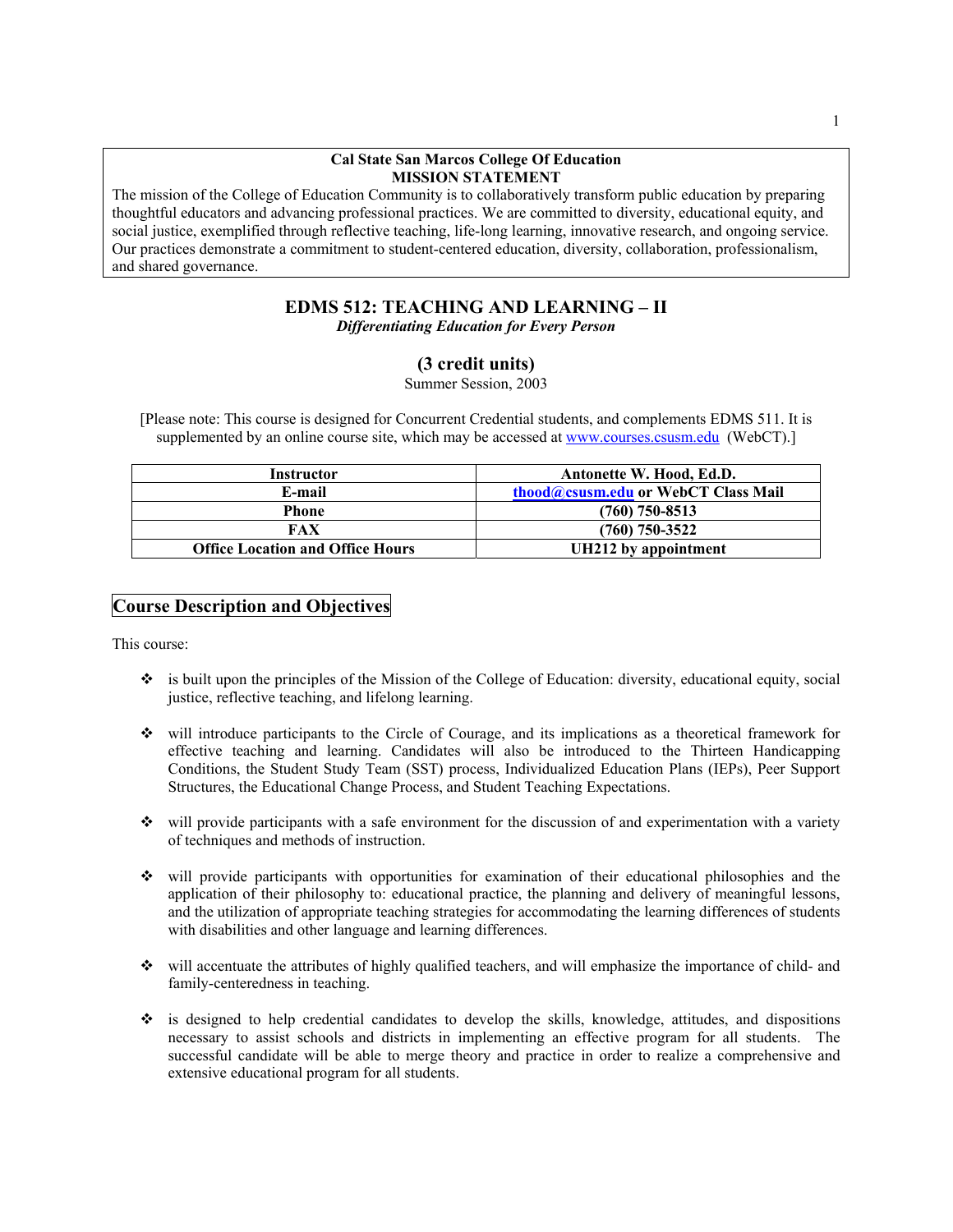**Cal State San Marcos College Of Education**
**MISSION STATEMENT**

The mission of the College of Education Community is to collaboratively transform public education by preparing thoughtful educators and advancing professional practices. We are committed to diversity, educational equity, and social justice, exemplified through reflective teaching, life-long learning, innovative research, and ongoing service. Our practices demonstrate a commitment to student-centered education, diversity, collaboration, professionalism, and shared governance.

# EDMS 512: TEACHING AND LEARNING – II

*Differentiating Education for Every Person*

## (3 credit units)

Summer Session, 2003

[Please note: This course is designed for Concurrent Credential students, and complements EDMS 511. It is supplemented by an online course site, which may be accessed at www.courses.csusm.edu (WebCT).]

| **Instructor** | **Antonette W. Hood, Ed.D.** |
|---|---|
| **E-mail** | **thood@csusm.edu or WebCT Class Mail** |
| **Phone** | **(760) 750-8513** |
| **FAX** | **(760) 750-3522** |
| **Office Location and Office Hours** | **UH212 by appointment** |

## Course Description and Objectives

This course:

- is built upon the principles of the Mission of the College of Education: diversity, educational equity, social justice, reflective teaching, and lifelong learning.
- will introduce participants to the Circle of Courage, and its implications as a theoretical framework for effective teaching and learning. Candidates will also be introduced to the Thirteen Handicapping Conditions, the Student Study Team (SST) process, Individualized Education Plans (IEPs), Peer Support Structures, the Educational Change Process, and Student Teaching Expectations.
- will provide participants with a safe environment for the discussion of and experimentation with a variety of techniques and methods of instruction.
- will provide participants with opportunities for examination of their educational philosophies and the application of their philosophy to: educational practice, the planning and delivery of meaningful lessons, and the utilization of appropriate teaching strategies for accommodating the learning differences of students with disabilities and other language and learning differences.
- will accentuate the attributes of highly qualified teachers, and will emphasize the importance of child- and family-centeredness in teaching.
- is designed to help credential candidates to develop the skills, knowledge, attitudes, and dispositions necessary to assist schools and districts in implementing an effective program for all students. The successful candidate will be able to merge theory and practice in order to realize a comprehensive and extensive educational program for all students.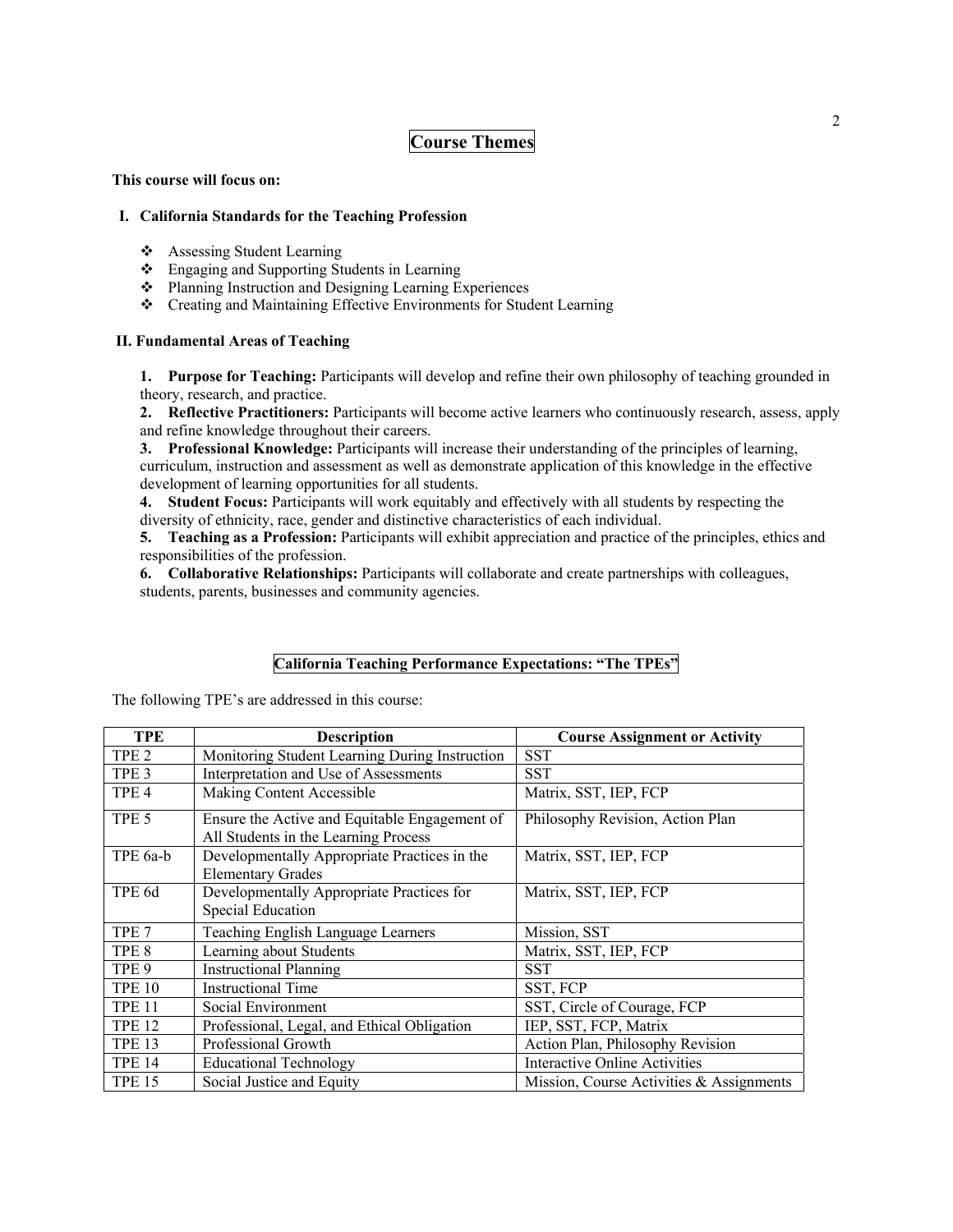## Course Themes

**This course will focus on:**

### I. California Standards for the Teaching Profession

- Assessing Student Learning
- Engaging and Supporting Students in Learning
- Planning Instruction and Designing Learning Experiences
- Creating and Maintaining Effective Environments for Student Learning

### II. Fundamental Areas of Teaching

**1. Purpose for Teaching:** Participants will develop and refine their own philosophy of teaching grounded in theory, research, and practice.
**2. Reflective Practitioners:** Participants will become active learners who continuously research, assess, apply and refine knowledge throughout their careers.
**3. Professional Knowledge:** Participants will increase their understanding of the principles of learning, curriculum, instruction and assessment as well as demonstrate application of this knowledge in the effective development of learning opportunities for all students.
**4. Student Focus:** Participants will work equitably and effectively with all students by respecting the diversity of ethnicity, race, gender and distinctive characteristics of each individual.
**5. Teaching as a Profession:** Participants will exhibit appreciation and practice of the principles, ethics and responsibilities of the profession.
**6. Collaborative Relationships:** Participants will collaborate and create partnerships with colleagues, students, parents, businesses and community agencies.

## California Teaching Performance Expectations: "The TPEs"

The following TPE's are addressed in this course:

| TPE | Description | Course Assignment or Activity |
|---|---|---|
| TPE 2 | Monitoring Student Learning During Instruction | SST |
| TPE 3 | Interpretation and Use of Assessments | SST |
| TPE 4 | Making Content Accessible | Matrix, SST, IEP, FCP |
| TPE 5 | Ensure the Active and Equitable Engagement of All Students in the Learning Process | Philosophy Revision, Action Plan |
| TPE 6a-b | Developmentally Appropriate Practices in the Elementary Grades | Matrix, SST, IEP, FCP |
| TPE 6d | Developmentally Appropriate Practices for Special Education | Matrix, SST, IEP, FCP |
| TPE 7 | Teaching English Language Learners | Mission, SST |
| TPE 8 | Learning about Students | Matrix, SST, IEP, FCP |
| TPE 9 | Instructional Planning | SST |
| TPE 10 | Instructional Time | SST, FCP |
| TPE 11 | Social Environment | SST, Circle of Courage, FCP |
| TPE 12 | Professional, Legal, and Ethical Obligation | IEP, SST, FCP, Matrix |
| TPE 13 | Professional Growth | Action Plan, Philosophy Revision |
| TPE 14 | Educational Technology | Interactive Online Activities |
| TPE 15 | Social Justice and Equity | Mission, Course Activities & Assignments |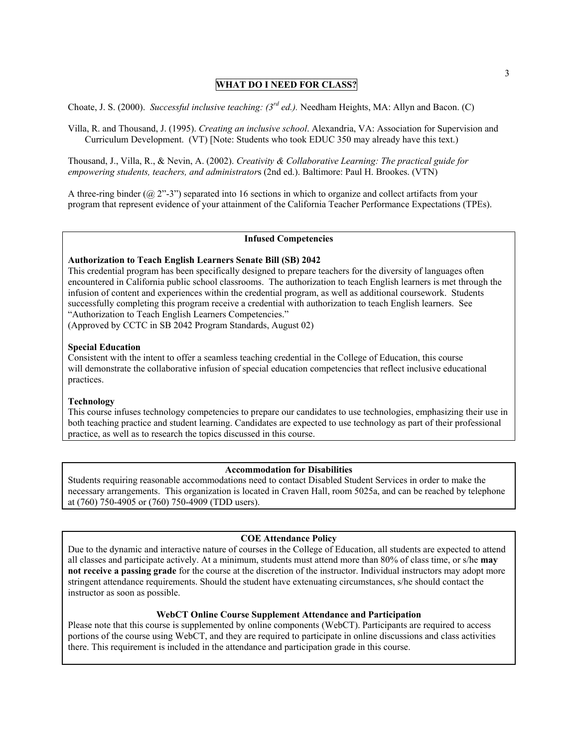## WHAT DO I NEED FOR CLASS?

Choate, J. S. (2000). *Successful inclusive teaching: (3rd ed.).* Needham Heights, MA: Allyn and Bacon. (C)

Villa, R. and Thousand, J. (1995). *Creating an inclusive school*. Alexandria, VA: Association for Supervision and Curriculum Development. (VT) [Note: Students who took EDUC 350 may already have this text.)

Thousand, J., Villa, R., & Nevin, A. (2002). *Creativity & Collaborative Learning: The practical guide for empowering students, teachers, and administrators* (2nd ed.). Baltimore: Paul H. Brookes. (VTN)

A three-ring binder (@ 2"-3") separated into 16 sections in which to organize and collect artifacts from your program that represent evidence of your attainment of the California Teacher Performance Expectations (TPEs).

### Infused Competencies

**Authorization to Teach English Learners Senate Bill (SB) 2042**

This credential program has been specifically designed to prepare teachers for the diversity of languages often encountered in California public school classrooms. The authorization to teach English learners is met through the infusion of content and experiences within the credential program, as well as additional coursework. Students successfully completing this program receive a credential with authorization to teach English learners. See "Authorization to Teach English Learners Competencies."
(Approved by CCTC in SB 2042 Program Standards, August 02)

**Special Education**

Consistent with the intent to offer a seamless teaching credential in the College of Education, this course will demonstrate the collaborative infusion of special education competencies that reflect inclusive educational practices.

**Technology**

This course infuses technology competencies to prepare our candidates to use technologies, emphasizing their use in both teaching practice and student learning. Candidates are expected to use technology as part of their professional practice, as well as to research the topics discussed in this course.

### Accommodation for Disabilities

Students requiring reasonable accommodations need to contact Disabled Student Services in order to make the necessary arrangements. This organization is located in Craven Hall, room 5025a, and can be reached by telephone at (760) 750-4905 or (760) 750-4909 (TDD users).

### COE Attendance Policy

Due to the dynamic and interactive nature of courses in the College of Education, all students are expected to attend all classes and participate actively. At a minimum, students must attend more than 80% of class time, or s/he **may not receive a passing grade** for the course at the discretion of the instructor. Individual instructors may adopt more stringent attendance requirements. Should the student have extenuating circumstances, s/he should contact the instructor as soon as possible.

### WebCT Online Course Supplement Attendance and Participation

Please note that this course is supplemented by online components (WebCT). Participants are required to access portions of the course using WebCT, and they are required to participate in online discussions and class activities there. This requirement is included in the attendance and participation grade in this course.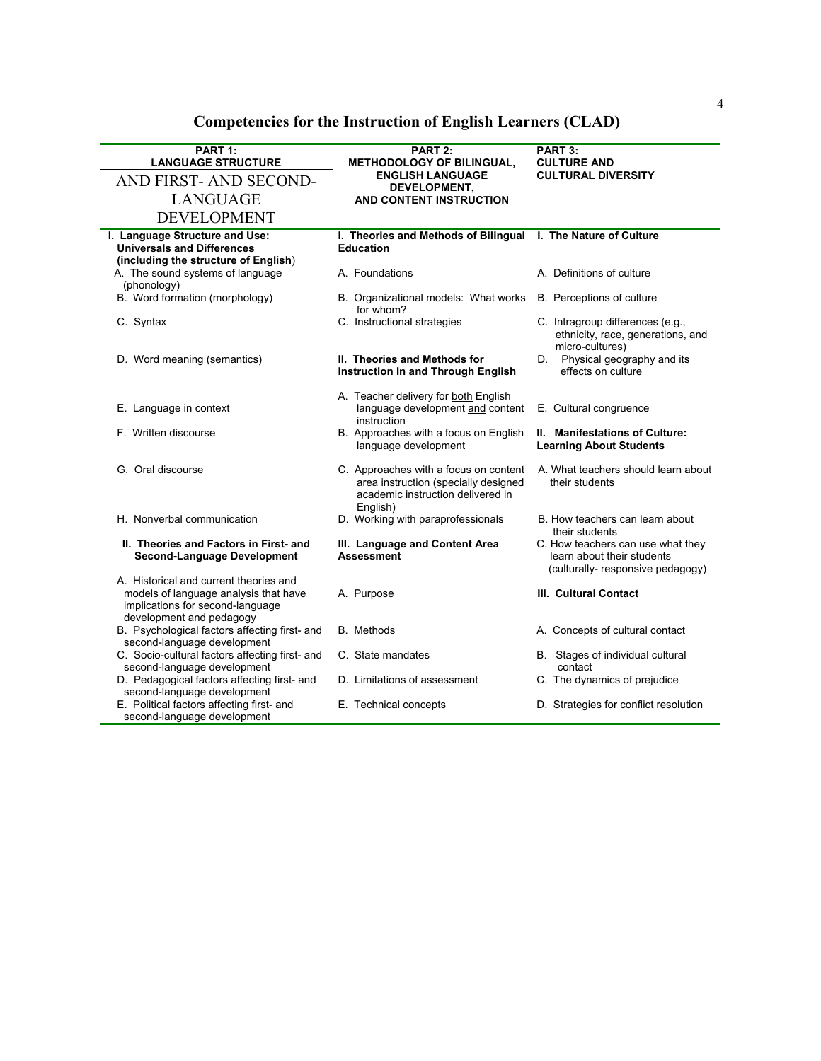# Competencies for the Instruction of English Learners (CLAD)

| PART 1: LANGUAGE STRUCTURE AND FIRST- AND SECOND-LANGUAGE DEVELOPMENT | PART 2: METHODOLOGY OF BILINGUAL, ENGLISH LANGUAGE DEVELOPMENT, AND CONTENT INSTRUCTION | PART 3: CULTURE AND CULTURAL DIVERSITY |
|---|---|---|
| **I. Language Structure and Use: Universals and Differences (including the structure of English)** | **I. Theories and Methods of Bilingual Education** | **I. The Nature of Culture** |
| A. The sound systems of language (phonology) | A. Foundations | A. Definitions of culture |
| B. Word formation (morphology) | B. Organizational models: What works for whom? | B. Perceptions of culture |
| C. Syntax | C. Instructional strategies | C. Intragroup differences (e.g., ethnicity, race, generations, and micro-cultures) |
| D. Word meaning (semantics) | **II. Theories and Methods for Instruction In and Through English** | D. Physical geography and its effects on culture |
| E. Language in context | A. Teacher delivery for both English language development and content instruction | E. Cultural congruence |
| F. Written discourse | B. Approaches with a focus on English language development | **II. Manifestations of Culture: Learning About Students** |
| G. Oral discourse | C. Approaches with a focus on content area instruction (specially designed academic instruction delivered in English) | A. What teachers should learn about their students |
| H. Nonverbal communication | D. Working with paraprofessionals | B. How teachers can learn about their students |
| **II. Theories and Factors in First- and Second-Language Development** | **III. Language and Content Area Assessment** | C. How teachers can use what they learn about their students (culturally- responsive pedagogy) |
| A. Historical and current theories and models of language analysis that have implications for second-language development and pedagogy | A. Purpose | **III. Cultural Contact** |
| B. Psychological factors affecting first- and second-language development | B. Methods | A. Concepts of cultural contact |
| C. Socio-cultural factors affecting first- and second-language development | C. State mandates | B. Stages of individual cultural contact |
| D. Pedagogical factors affecting first- and second-language development | D. Limitations of assessment | C. The dynamics of prejudice |
| E. Political factors affecting first- and second-language development | E. Technical concepts | D. Strategies for conflict resolution |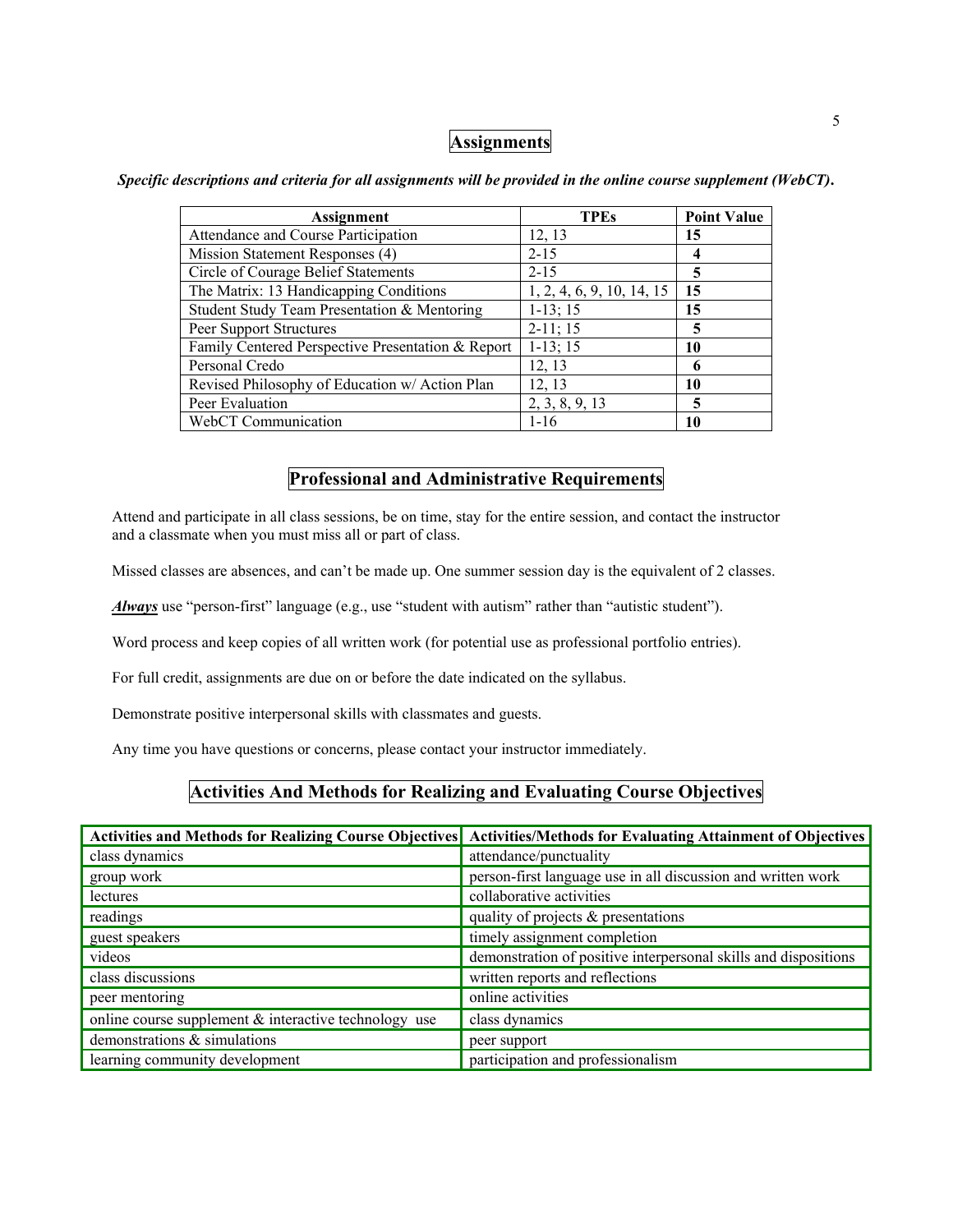## Assignments

***Specific descriptions and criteria for all assignments will be provided in the online course supplement (WebCT).***

| Assignment | TPEs | Point Value |
|---|---|---|
| Attendance and Course Participation | 12, 13 | **15** |
| Mission Statement Responses (4) | 2-15 | **4** |
| Circle of Courage Belief Statements | 2-15 | **5** |
| The Matrix: 13 Handicapping Conditions | 1, 2, 4, 6, 9, 10, 14, 15 | **15** |
| Student Study Team Presentation & Mentoring | 1-13; 15 | **15** |
| Peer Support Structures | 2-11; 15 | **5** |
| Family Centered Perspective Presentation & Report | 1-13; 15 | **10** |
| Personal Credo | 12, 13 | **6** |
| Revised Philosophy of Education w/ Action Plan | 12, 13 | **10** |
| Peer Evaluation | 2, 3, 8, 9, 13 | **5** |
| WebCT Communication | 1-16 | **10** |

## Professional and Administrative Requirements

Attend and participate in all class sessions, be on time, stay for the entire session, and contact the instructor and a classmate when you must miss all or part of class.

Missed classes are absences, and can't be made up. One summer session day is the equivalent of 2 classes.

***Always*** use "person-first" language (e.g., use "student with autism" rather than "autistic student").

Word process and keep copies of all written work (for potential use as professional portfolio entries).

For full credit, assignments are due on or before the date indicated on the syllabus.

Demonstrate positive interpersonal skills with classmates and guests.

Any time you have questions or concerns, please contact your instructor immediately.

## Activities And Methods for Realizing and Evaluating Course Objectives

| Activities and Methods for Realizing Course Objectives | Activities/Methods for Evaluating Attainment of Objectives |
|---|---|
| class dynamics | attendance/punctuality |
| group work | person-first language use in all discussion and written work |
| lectures | collaborative activities |
| readings | quality of projects & presentations |
| guest speakers | timely assignment completion |
| videos | demonstration of positive interpersonal skills and dispositions |
| class discussions | written reports and reflections |
| peer mentoring | online activities |
| online course supplement & interactive technology use | class dynamics |
| demonstrations & simulations | peer support |
| learning community development | participation and professionalism |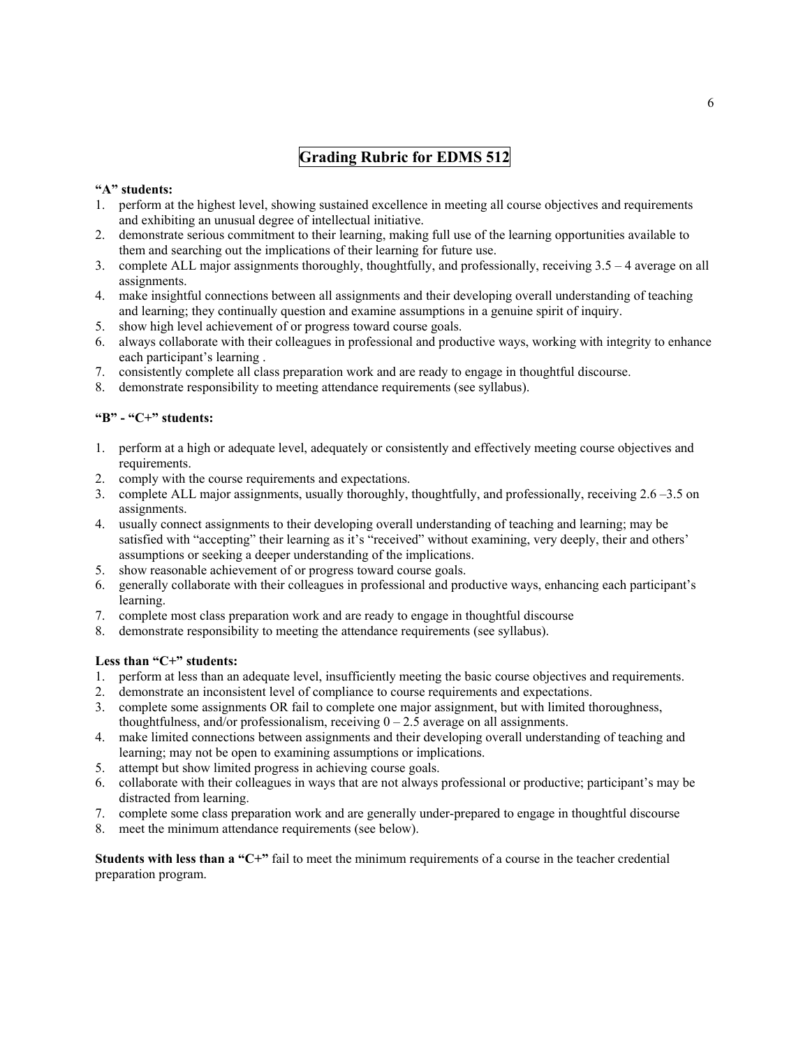## Grading Rubric for EDMS 512

**"A" students:**

1. perform at the highest level, showing sustained excellence in meeting all course objectives and requirements and exhibiting an unusual degree of intellectual initiative.
2. demonstrate serious commitment to their learning, making full use of the learning opportunities available to them and searching out the implications of their learning for future use.
3. complete ALL major assignments thoroughly, thoughtfully, and professionally, receiving 3.5 – 4 average on all assignments.
4. make insightful connections between all assignments and their developing overall understanding of teaching and learning; they continually question and examine assumptions in a genuine spirit of inquiry.
5. show high level achievement of or progress toward course goals.
6. always collaborate with their colleagues in professional and productive ways, working with integrity to enhance each participant's learning .
7. consistently complete all class preparation work and are ready to engage in thoughtful discourse.
8. demonstrate responsibility to meeting attendance requirements (see syllabus).

**"B" - "C+" students:**

1. perform at a high or adequate level, adequately or consistently and effectively meeting course objectives and requirements.
2. comply with the course requirements and expectations.
3. complete ALL major assignments, usually thoroughly, thoughtfully, and professionally, receiving 2.6 –3.5 on assignments.
4. usually connect assignments to their developing overall understanding of teaching and learning; may be satisfied with "accepting" their learning as it's "received" without examining, very deeply, their and others' assumptions or seeking a deeper understanding of the implications.
5. show reasonable achievement of or progress toward course goals.
6. generally collaborate with their colleagues in professional and productive ways, enhancing each participant's learning.
7. complete most class preparation work and are ready to engage in thoughtful discourse
8. demonstrate responsibility to meeting the attendance requirements (see syllabus).

**Less than "C+" students:**

1. perform at less than an adequate level, insufficiently meeting the basic course objectives and requirements.
2. demonstrate an inconsistent level of compliance to course requirements and expectations.
3. complete some assignments OR fail to complete one major assignment, but with limited thoroughness, thoughtfulness, and/or professionalism, receiving 0 – 2.5 average on all assignments.
4. make limited connections between assignments and their developing overall understanding of teaching and learning; may not be open to examining assumptions or implications.
5. attempt but show limited progress in achieving course goals.
6. collaborate with their colleagues in ways that are not always professional or productive; participant's may be distracted from learning.
7. complete some class preparation work and are generally under-prepared to engage in thoughtful discourse
8. meet the minimum attendance requirements (see below).

**Students with less than a "C+"** fail to meet the minimum requirements of a course in the teacher credential preparation program.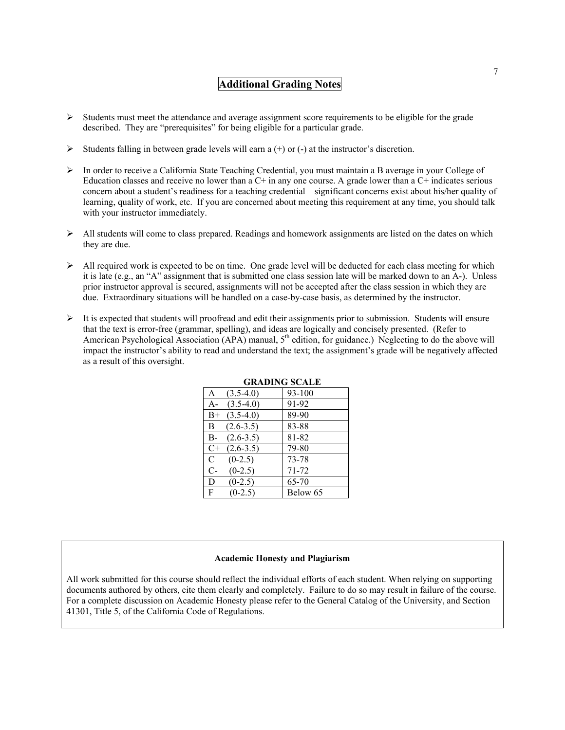## Additional Grading Notes

- Students must meet the attendance and average assignment score requirements to be eligible for the grade described. They are "prerequisites" for being eligible for a particular grade.
- Students falling in between grade levels will earn a (+) or (-) at the instructor's discretion.
- In order to receive a California State Teaching Credential, you must maintain a B average in your College of Education classes and receive no lower than a C+ in any one course. A grade lower than a C+ indicates serious concern about a student's readiness for a teaching credential—significant concerns exist about his/her quality of learning, quality of work, etc. If you are concerned about meeting this requirement at any time, you should talk with your instructor immediately.
- All students will come to class prepared. Readings and homework assignments are listed on the dates on which they are due.
- All required work is expected to be on time. One grade level will be deducted for each class meeting for which it is late (e.g., an "A" assignment that is submitted one class session late will be marked down to an A-). Unless prior instructor approval is secured, assignments will not be accepted after the class session in which they are due. Extraordinary situations will be handled on a case-by-case basis, as determined by the instructor.
- It is expected that students will proofread and edit their assignments prior to submission. Students will ensure that the text is error-free (grammar, spelling), and ideas are logically and concisely presented. (Refer to American Psychological Association (APA) manual, 5th edition, for guidance.) Neglecting to do the above will impact the instructor's ability to read and understand the text; the assignment's grade will be negatively affected as a result of this oversight.

**GRADING SCALE**

| | |
|---|---|
| A (3.5-4.0) | 93-100 |
| A- (3.5-4.0) | 91-92 |
| B+ (3.5-4.0) | 89-90 |
| B (2.6-3.5) | 83-88 |
| B- (2.6-3.5) | 81-82 |
| C+ (2.6-3.5) | 79-80 |
| C (0-2.5) | 73-78 |
| C- (0-2.5) | 71-72 |
| D (0-2.5) | 65-70 |
| F (0-2.5) | Below 65 |

**Academic Honesty and Plagiarism**

All work submitted for this course should reflect the individual efforts of each student. When relying on supporting documents authored by others, cite them clearly and completely. Failure to do so may result in failure of the course. For a complete discussion on Academic Honesty please refer to the General Catalog of the University, and Section 41301, Title 5, of the California Code of Regulations.